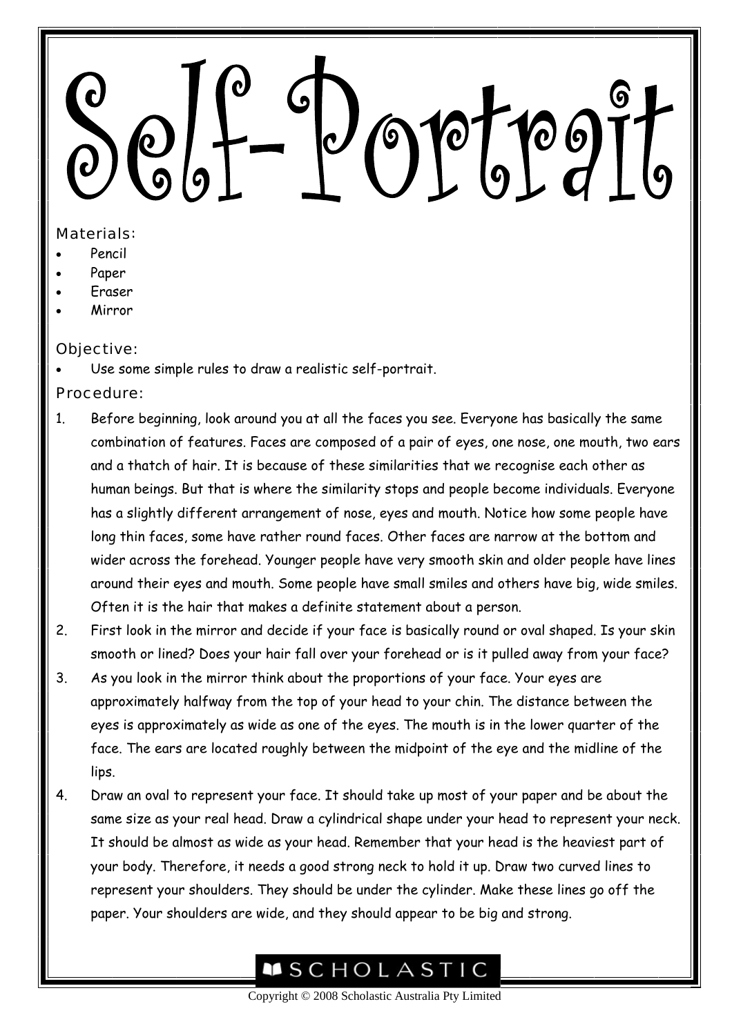# Self-Portrait

## Materials:

- Pencil
- Paper
- Eraser
- Mirror

## Objective:

- Use some simple rules to draw a realistic self-portrait.

## Procedure:

1. Before beginning, look around you at all the faces you see. Everyone has basically the same combination of features. Faces are composed of a pair of eyes, one nose, one mouth, two ears and a thatch of hair. It is because of these similarities that we recognise each other as human beings. But that is where the similarity stops and people become individuals. Everyone has a slightly different arrangement of nose, eyes and mouth. Notice how some people have long thin faces, some have rather round faces. Other faces are narrow at the bottom and wider across the forehead. Younger people have very smooth skin and older people have lines around their eyes and mouth. Some people have small smiles and others have big, wide smiles. Often it is the hair that makes a definite statement about a person.
2. First look in the mirror and decide if your face is basically round or oval shaped. Is your skin smooth or lined? Does your hair fall over your forehead or is it pulled away from your face?
3. As you look in the mirror think about the proportions of your face. Your eyes are approximately halfway from the top of your head to your chin. The distance between the eyes is approximately as wide as one of the eyes. The mouth is in the lower quarter of the face. The ears are located roughly between the midpoint of the eye and the midline of the lips.
4. Draw an oval to represent your face. It should take up most of your paper and be about the same size as your real head. Draw a cylindrical shape under your head to represent your neck. It should be almost as wide as your head. Remember that your head is the heaviest part of your body. Therefore, it needs a good strong neck to hold it up. Draw two curved lines to represent your shoulders. They should be under the cylinder. Make these lines go off the paper. Your shoulders are wide, and they should appear to be big and strong.

SCHOLASTIC

Copyright © 2008 Scholastic Australia Pty Limited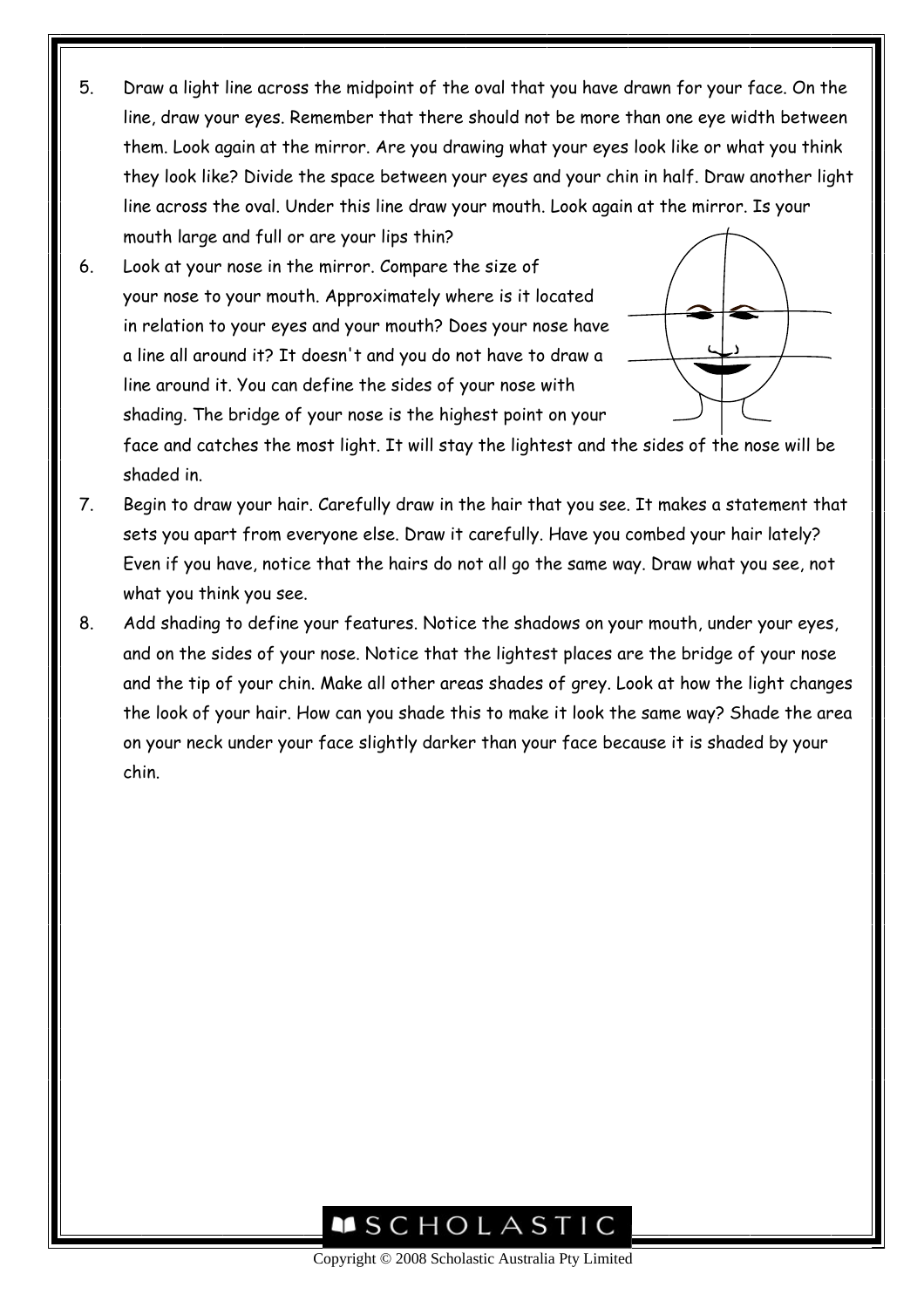5. Draw a light line across the midpoint of the oval that you have drawn for your face. On the line, draw your eyes. Remember that there should not be more than one eye width between them. Look again at the mirror. Are you drawing what your eyes look like or what you think they look like? Divide the space between your eyes and your chin in half. Draw another light line across the oval. Under this line draw your mouth. Look again at the mirror. Is your mouth large and full or are your lips thin?
6. Look at your nose in the mirror. Compare the size of your nose to your mouth. Approximately where is it located in relation to your eyes and your mouth? Does your nose have a line all around it? It doesn't and you do not have to draw a line around it. You can define the sides of your nose with shading. The bridge of your nose is the highest point on your face and catches the most light. It will stay the lightest and the sides of the nose will be shaded in.
7. Begin to draw your hair. Carefully draw in the hair that you see. It makes a statement that sets you apart from everyone else. Draw it carefully. Have you combed your hair lately? Even if you have, notice that the hairs do not all go the same way. Draw what you see, not what you think you see.
8. Add shading to define your features. Notice the shadows on your mouth, under your eyes, and on the sides of your nose. Notice that the lightest places are the bridge of your nose and the tip of your chin. Make all other areas shades of grey. Look at how the light changes the look of your hair. How can you shade this to make it look the same way? Shade the area on your neck under your face slightly darker than your face because it is shaded by your chin.

SCHOLASTIC

Copyright © 2008 Scholastic Australia Pty Limited